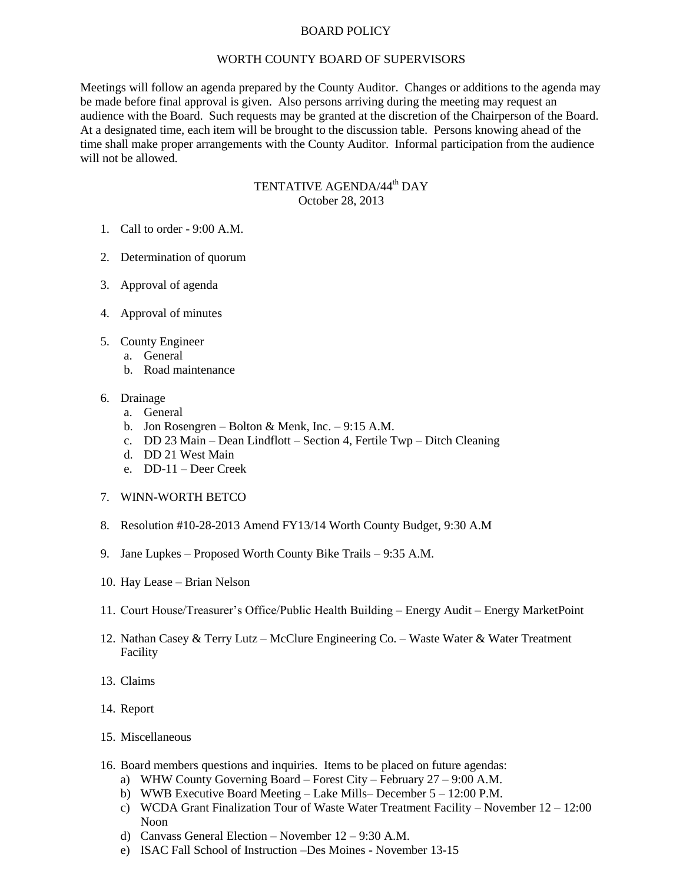# BOARD POLICY

## WORTH COUNTY BOARD OF SUPERVISORS

Meetings will follow an agenda prepared by the County Auditor. Changes or additions to the agenda may be made before final approval is given. Also persons arriving during the meeting may request an audience with the Board. Such requests may be granted at the discretion of the Chairperson of the Board. At a designated time, each item will be brought to the discussion table. Persons knowing ahead of the time shall make proper arrangements with the County Auditor. Informal participation from the audience will not be allowed.

### TENTATIVE AGENDA/44th DAY
October 28, 2013

1. Call to order - 9:00 A.M.
2. Determination of quorum
3. Approval of agenda
4. Approval of minutes
5. County Engineer
   a. General
   b. Road maintenance
6. Drainage
   a. General
   b. Jon Rosengren – Bolton & Menk, Inc. – 9:15 A.M.
   c. DD 23 Main – Dean Lindflott – Section 4, Fertile Twp – Ditch Cleaning
   d. DD 21 West Main
   e. DD-11 – Deer Creek
7. WINN-WORTH BETCO
8. Resolution #10-28-2013 Amend FY13/14 Worth County Budget, 9:30 A.M
9. Jane Lupkes – Proposed Worth County Bike Trails – 9:35 A.M.
10. Hay Lease – Brian Nelson
11. Court House/Treasurer's Office/Public Health Building – Energy Audit – Energy MarketPoint
12. Nathan Casey & Terry Lutz – McClure Engineering Co. – Waste Water & Water Treatment Facility
13. Claims
14. Report
15. Miscellaneous
16. Board members questions and inquiries. Items to be placed on future agendas:
    a) WHW County Governing Board – Forest City – February 27 – 9:00 A.M.
    b) WWB Executive Board Meeting – Lake Mills– December 5 – 12:00 P.M.
    c) WCDA Grant Finalization Tour of Waste Water Treatment Facility – November 12 – 12:00 Noon
    d) Canvass General Election – November 12 – 9:30 A.M.
    e) ISAC Fall School of Instruction –Des Moines - November 13-15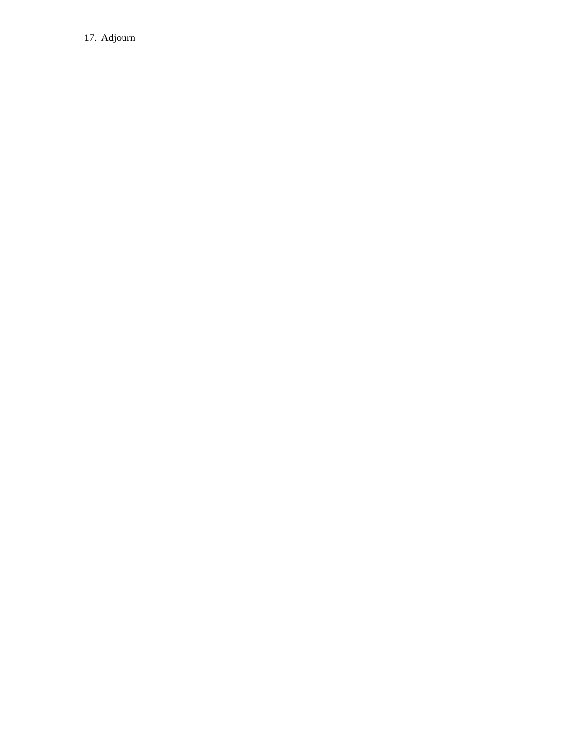17. Adjourn